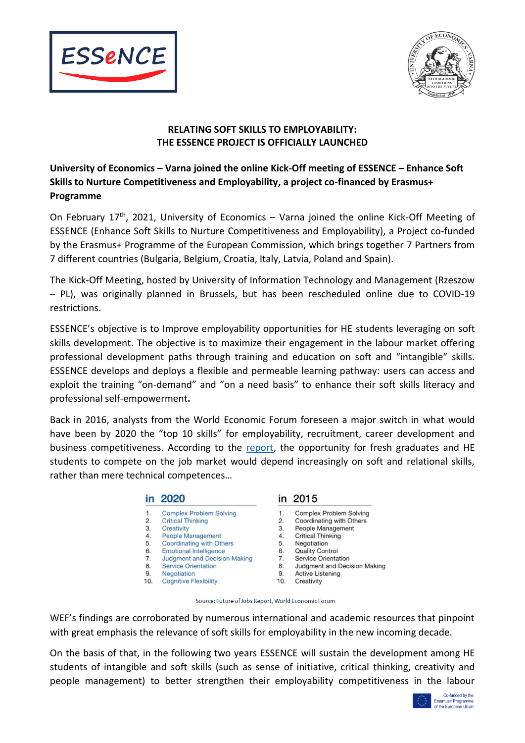## RELATING SOFT SKILLS TO EMPLOYABILITY: THE ESSENCE PROJECT IS OFFICIALLY LAUNCHED

**University of Economics – Varna joined the online Kick-Off meeting of ESSENCE – Enhance Soft Skills to Nurture Competitiveness and Employability, a project co-financed by Erasmus+ Programme**

On February 17th, 2021, University of Economics – Varna joined the online Kick-Off Meeting of ESSENCE (Enhance Soft Skills to Nurture Competitiveness and Employability), a Project co-funded by the Erasmus+ Programme of the European Commission, which brings together 7 Partners from 7 different countries (Bulgaria, Belgium, Croatia, Italy, Latvia, Poland and Spain).

The Kick-Off Meeting, hosted by University of Information Technology and Management (Rzeszow – PL), was originally planned in Brussels, but has been rescheduled online due to COVID-19 restrictions.

ESSENCE's objective is to Improve employability opportunities for HE students leveraging on soft skills development. The objective is to maximize their engagement in the labour market offering professional development paths through training and education on soft and "intangible" skills. ESSENCE develops and deploys a flexible and permeable learning pathway: users can access and exploit the training "on-demand" and "on a need basis" to enhance their soft skills literacy and professional self-empowerment**.**

Back in 2016, analysts from the World Economic Forum foreseen a major switch in what would have been by 2020 the "top 10 skills" for employability, recruitment, career development and business competitiveness. According to the report, the opportunity for fresh graduates and HE students to compete on the job market would depend increasingly on soft and relational skills, rather than mere technical competences…

| | in 2020 | in 2015 |
|---|---|---|
| 1. | Complex Problem Solving | Complex Problem Solving |
| 2. | Critical Thinking | Coordinating with Others |
| 3. | Creativity | People Management |
| 4. | People Management | Critical Thinking |
| 5. | Coordinating with Others | Negotiation |
| 6. | Emotional Intelligence | Quality Control |
| 7. | Judgment and Decision Making | Service Orientation |
| 8. | Service Orientation | Judgment and Decision Making |
| 9. | Negotiation | Active Listening |
| 10. | Cognitive Flexibility | Creativity |

Source: Future of Jobs Report, World Economic Forum

WEF's findings are corroborated by numerous international and academic resources that pinpoint with great emphasis the relevance of soft skills for employability in the new incoming decade.

On the basis of that, in the following two years ESSENCE will sustain the development among HE students of intangible and soft skills (such as sense of initiative, critical thinking, creativity and people management) to better strengthen their employability competitiveness in the labour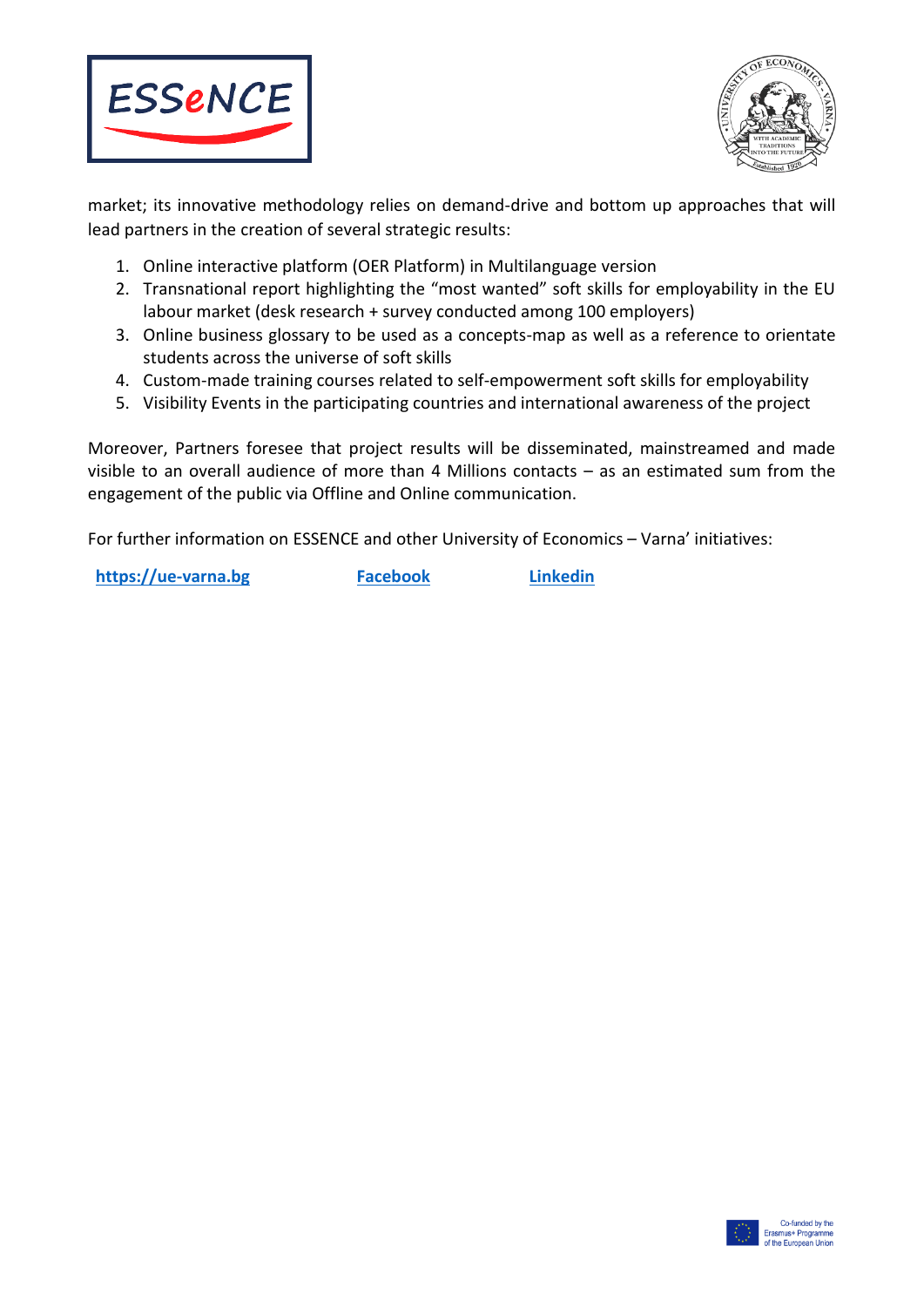market; its innovative methodology relies on demand-drive and bottom up approaches that will lead partners in the creation of several strategic results:

1. Online interactive platform (OER Platform) in Multilanguage version
2. Transnational report highlighting the "most wanted" soft skills for employability in the EU labour market (desk research + survey conducted among 100 employers)
3. Online business glossary to be used as a concepts-map as well as a reference to orientate students across the universe of soft skills
4. Custom-made training courses related to self-empowerment soft skills for employability
5. Visibility Events in the participating countries and international awareness of the project

Moreover, Partners foresee that project results will be disseminated, mainstreamed and made visible to an overall audience of more than 4 Millions contacts – as an estimated sum from the engagement of the public via Offline and Online communication.

For further information on ESSENCE and other University of Economics – Varna' initiatives:

**https://ue-varna.bg** **Facebook** **Linkedin**